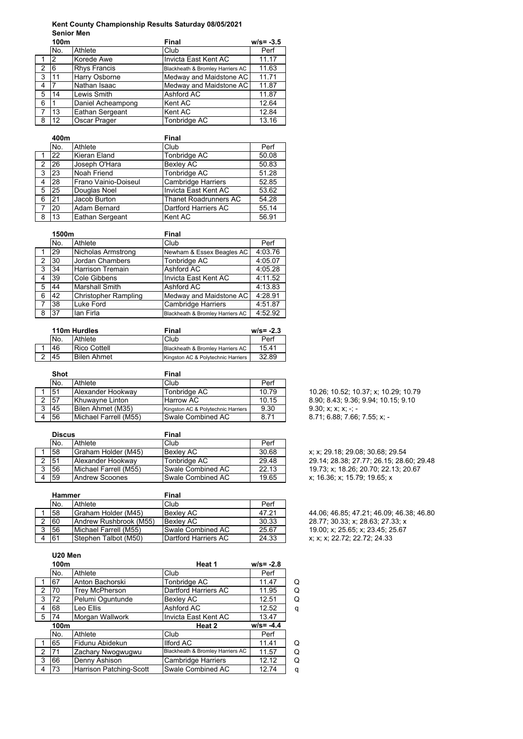# Kent County Championship Results Saturday 08/05/2021

## Senior Men

### 100m

| | No. | Athlete | Club | Perf |
|---|---|---|---|---|
| | | | **Final** | **w/s= -3.5** |
| 1 | 2 | Korede Awe | Invicta East Kent AC | 11.17 |
| 2 | 6 | Rhys Francis | Blackheath & Bromley Harriers AC | 11.63 |
| 3 | 11 | Harry Osborne | Medway and Maidstone AC | 11.71 |
| 4 | 7 | Nathan Isaac | Medway and Maidstone AC | 11.87 |
| 5 | 14 | Lewis Smith | Ashford AC | 11.87 |
| 6 | 1 | Daniel Acheampong | Kent AC | 12.64 |
| 7 | 13 | Eathan Sergeant | Kent AC | 12.84 |
| 8 | 12 | Oscar Prager | Tonbridge AC | 13.16 |

### 400m

| | No. | Athlete | Club | Perf |
|---|---|---|---|---|
| | | | **Final** | |
| 1 | 22 | Kieran Eland | Tonbridge AC | 50.08 |
| 2 | 26 | Joseph O'Hara | Bexley AC | 50.83 |
| 3 | 23 | Noah Friend | Tonbridge AC | 51.28 |
| 4 | 28 | Frano Vainio-Doiseul | Cambridge Harriers | 52.85 |
| 5 | 25 | Douglas Noel | Invicta East Kent AC | 53.62 |
| 6 | 21 | Jacob Burton | Thanet Roadrunners AC | 54.28 |
| 7 | 20 | Adam Bernard | Dartford Harriers AC | 55.14 |
| 8 | 13 | Eathan Sergeant | Kent AC | 56.91 |

### 1500m

| | No. | Athlete | Club | Perf |
|---|---|---|---|---|
| | | | **Final** | |
| 1 | 29 | Nicholas Armstrong | Newham & Essex Beagles AC | 4:03.76 |
| 2 | 30 | Jordan Chambers | Tonbridge AC | 4:05.07 |
| 3 | 34 | Harrison Tremain | Ashford AC | 4:05.28 |
| 4 | 39 | Cole Gibbens | Invicta East Kent AC | 4:11.52 |
| 5 | 44 | Marshall Smith | Ashford AC | 4:13.83 |
| 6 | 42 | Christopher Rampling | Medway and Maidstone AC | 4:28.91 |
| 7 | 38 | Luke Ford | Cambridge Harriers | 4:51.87 |
| 8 | 37 | Ian Firla | Blackheath & Bromley Harriers AC | 4:52.92 |

### 110m Hurdles

| | No. | Athlete | Club | Perf |
|---|---|---|---|---|
| | | | **Final** | **w/s= -2.3** |
| 1 | 46 | Rico Cottell | Blackheath & Bromley Harriers AC | 15.41 |
| 2 | 45 | Bilen Ahmet | Kingston AC & Polytechnic Harriers | 32.89 |

### Shot

| | No. | Athlete | Club | Perf | |
|---|---|---|---|---|---|
| | | | **Final** | | |
| 1 | 51 | Alexander Hookway | Tonbridge AC | 10.79 | 10.26; 10.52; 10.37; x; 10.29; 10.79 |
| 2 | 57 | Khuwayne Linton | Harrow AC | 10.15 | 8.90; 8.43; 9.36; 9.94; 10.15; 9.10 |
| 3 | 45 | Bilen Ahmet (M35) | Kingston AC & Polytechnic Harriers | 9.30 | 9.30; x; x; x; -; - |
| 4 | 56 | Michael Farrell (M55) | Swale Combined AC | 8.71 | 8.71; 6.88; 7.66; 7.55; x; - |

### Discus

| | No. | Athlete | Club | Perf | |
|---|---|---|---|---|---|
| | | | **Final** | | |
| 1 | 58 | Graham Holder (M45) | Bexley AC | 30.68 | x; x; 29.18; 29.08; 30.68; 29.54 |
| 2 | 51 | Alexander Hookway | Tonbridge AC | 29.48 | 29.14; 28.38; 27.77; 26.15; 28.60; 29.48 |
| 3 | 56 | Michael Farrell (M55) | Swale Combined AC | 22.13 | 19.73; x; 18.26; 20.70; 22.13; 20.67 |
| 4 | 59 | Andrew Scoones | Swale Combined AC | 19.65 | x; 16.36; x; 15.79; 19.65; x |

### Hammer

| | No. | Athlete | Club | Perf | |
|---|---|---|---|---|---|
| | | | **Final** | | |
| 1 | 58 | Graham Holder (M45) | Bexley AC | 47.21 | 44.06; 46.85; 47.21; 46.09; 46.38; 46.80 |
| 2 | 60 | Andrew Rushbrook (M55) | Bexley AC | 30.33 | 28.77; 30.33; x; 28.63; 27.33; x |
| 3 | 56 | Michael Farrell (M55) | Swale Combined AC | 25.67 | 19.00; x; 25.65; x; 23.45; 25.67 |
| 4 | 61 | Stephen Talbot (M50) | Dartford Harriers AC | 24.33 | x; x; x; 22.72; 22.72; 24.33 |

## U20 Men

### 100m

| | No. | Athlete | Club | Perf | |
|---|---|---|---|---|---|
| | | | **Heat 1** | **w/s= -2.8** | |
| 1 | 67 | Anton Bachorski | Tonbridge AC | 11.47 | Q |
| 2 | 70 | Trey McPherson | Dartford Harriers AC | 11.95 | Q |
| 3 | 72 | Pelumi Oguntunde | Bexley AC | 12.51 | Q |
| 4 | 68 | Leo Ellis | Ashford AC | 12.52 | q |
| 5 | 74 | Morgan Wallwork | Invicta East Kent AC | 13.47 | |

### 100m

| | No. | Athlete | Club | Perf | |
|---|---|---|---|---|---|
| | | | **Heat 2** | **w/s= -4.4** | |
| 1 | 65 | Fidunu Abidekun | Ilford AC | 11.41 | Q |
| 2 | 71 | Zachary Nwogwugwu | Blackheath & Bromley Harriers AC | 11.57 | Q |
| 3 | 66 | Denny Ashison | Cambridge Harriers | 12.12 | Q |
| 4 | 73 | Harrison Patching-Scott | Swale Combined AC | 12.74 | q |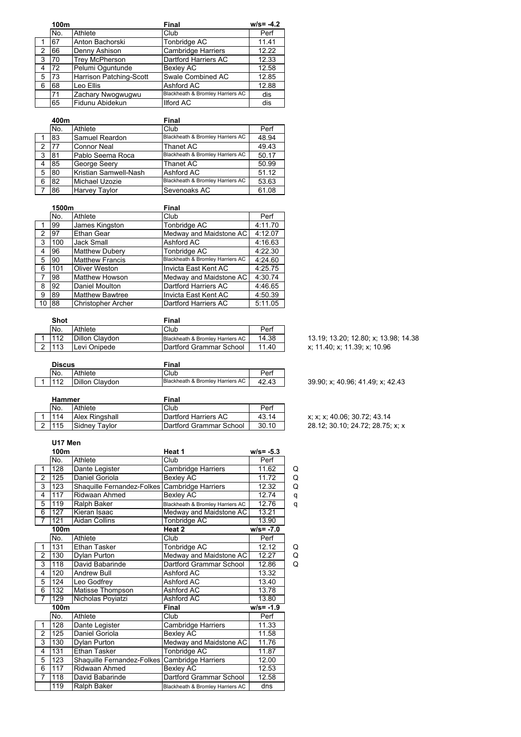| | 100m | | Final | w/s= -4.2 |
|---|---|---|---|---|
| | No. | Athlete | Club | Perf |
| 1 | 67 | Anton Bachorski | Tonbridge AC | 11.41 |
| 2 | 66 | Denny Ashison | Cambridge Harriers | 12.22 |
| 3 | 70 | Trey McPherson | Dartford Harriers AC | 12.33 |
| 4 | 72 | Pelumi Oguntunde | Bexley AC | 12.58 |
| 5 | 73 | Harrison Patching-Scott | Swale Combined AC | 12.85 |
| 6 | 68 | Leo Ellis | Ashford AC | 12.88 |
| | 71 | Zachary Nwogwugwu | Blackheath & Bromley Harriers AC | dis |
| | 65 | Fidunu Abidekun | Ilford AC | dis |

| | 400m | | Final | |
|---|---|---|---|---|
| | No. | Athlete | Club | Perf |
| 1 | 83 | Samuel Reardon | Blackheath & Bromley Harriers AC | 48.94 |
| 2 | 77 | Connor Neal | Thanet AC | 49.43 |
| 3 | 81 | Pablo Seema Roca | Blackheath & Bromley Harriers AC | 50.17 |
| 4 | 85 | George Seery | Thanet AC | 50.99 |
| 5 | 80 | Kristian Samwell-Nash | Ashford AC | 51.12 |
| 6 | 82 | Michael Uzozie | Blackheath & Bromley Harriers AC | 53.63 |
| 7 | 86 | Harvey Taylor | Sevenoaks AC | 61.08 |

| | 1500m | | Final | |
|---|---|---|---|---|
| | No. | Athlete | Club | Perf |
| 1 | 99 | James Kingston | Tonbridge AC | 4:11.70 |
| 2 | 97 | Ethan Gear | Medway and Maidstone AC | 4:12.07 |
| 3 | 100 | Jack Small | Ashford AC | 4:16.63 |
| 4 | 96 | Matthew Dubery | Tonbridge AC | 4:22.30 |
| 5 | 90 | Matthew Francis | Blackheath & Bromley Harriers AC | 4:24.60 |
| 6 | 101 | Oliver Weston | Invicta East Kent AC | 4:25.75 |
| 7 | 98 | Matthew Howson | Medway and Maidstone AC | 4:30.74 |
| 8 | 92 | Daniel Moulton | Dartford Harriers AC | 4:46.65 |
| 9 | 89 | Matthew Bawtree | Invicta East Kent AC | 4:50.39 |
| 10 | 88 | Christopher Archer | Dartford Harriers AC | 5:11.05 |

| | Shot | | Final | | |
|---|---|---|---|---|---|
| | No. | Athlete | Club | Perf | |
| 1 | 112 | Dillon Claydon | Blackheath & Bromley Harriers AC | 14.38 | 13.19; 13.20; 12.80; x; 13.98; 14.38 |
| 2 | 113 | Levi Onipede | Dartford Grammar School | 11.40 | x; 11.40; x; 11.39; x; 10.96 |

| | Discus | | Final | | |
|---|---|---|---|---|---|
| | No. | Athlete | Club | Perf | |
| 1 | 112 | Dillon Claydon | Blackheath & Bromley Harriers AC | 42.43 | 39.90; x; 40.96; 41.49; x; 42.43 |

| | Hammer | | Final | | |
|---|---|---|---|---|---|
| | No. | Athlete | Club | Perf | |
| 1 | 114 | Alex Ringshall | Dartford Harriers AC | 43.14 | x; x; x; 40.06; 30.72; 43.14 |
| 2 | 115 | Sidney Taylor | Dartford Grammar School | 30.10 | 28.12; 30.10; 24.72; 28.75; x; x |

**U17 Men**

| | 100m | | Heat 1 | w/s= -5.3 | |
|---|---|---|---|---|---|
| | No. | Athlete | Club | Perf | |
| 1 | 128 | Dante Legister | Cambridge Harriers | 11.62 | Q |
| 2 | 125 | Daniel Goriola | Bexley AC | 11.72 | Q |
| 3 | 123 | Shaquille Fernandez-Folkes | Cambridge Harriers | 12.32 | Q |
| 4 | 117 | Ridwaan Ahmed | Bexley AC | 12.74 | q |
| 5 | 119 | Ralph Baker | Blackheath & Bromley Harriers AC | 12.76 | q |
| 6 | 127 | Kieran Isaac | Medway and Maidstone AC | 13.21 | |
| 7 | 121 | Aidan Collins | Tonbridge AC | 13.90 | |
| | 100m | | Heat 2 | w/s= -7.0 | |
| | No. | Athlete | Club | Perf | |
| 1 | 131 | Ethan Tasker | Tonbridge AC | 12.12 | Q |
| 2 | 130 | Dylan Purton | Medway and Maidstone AC | 12.27 | Q |
| 3 | 118 | David Babarinde | Dartford Grammar School | 12.86 | Q |
| 4 | 120 | Andrew Bull | Ashford AC | 13.32 | |
| 5 | 124 | Leo Godfrey | Ashford AC | 13.40 | |
| 6 | 132 | Matisse Thompson | Ashford AC | 13.78 | |
| 7 | 129 | Nicholas Poyiatzi | Ashford AC | 13.80 | |
| | 100m | | Final | w/s= -1.9 | |
| | No. | Athlete | Club | Perf | |
| 1 | 128 | Dante Legister | Cambridge Harriers | 11.33 | |
| 2 | 125 | Daniel Goriola | Bexley AC | 11.58 | |
| 3 | 130 | Dylan Purton | Medway and Maidstone AC | 11.76 | |
| 4 | 131 | Ethan Tasker | Tonbridge AC | 11.87 | |
| 5 | 123 | Shaquille Fernandez-Folkes | Cambridge Harriers | 12.00 | |
| 6 | 117 | Ridwaan Ahmed | Bexley AC | 12.53 | |
| 7 | 118 | David Babarinde | Dartford Grammar School | 12.58 | |
| | 119 | Ralph Baker | Blackheath & Bromley Harriers AC | dns | |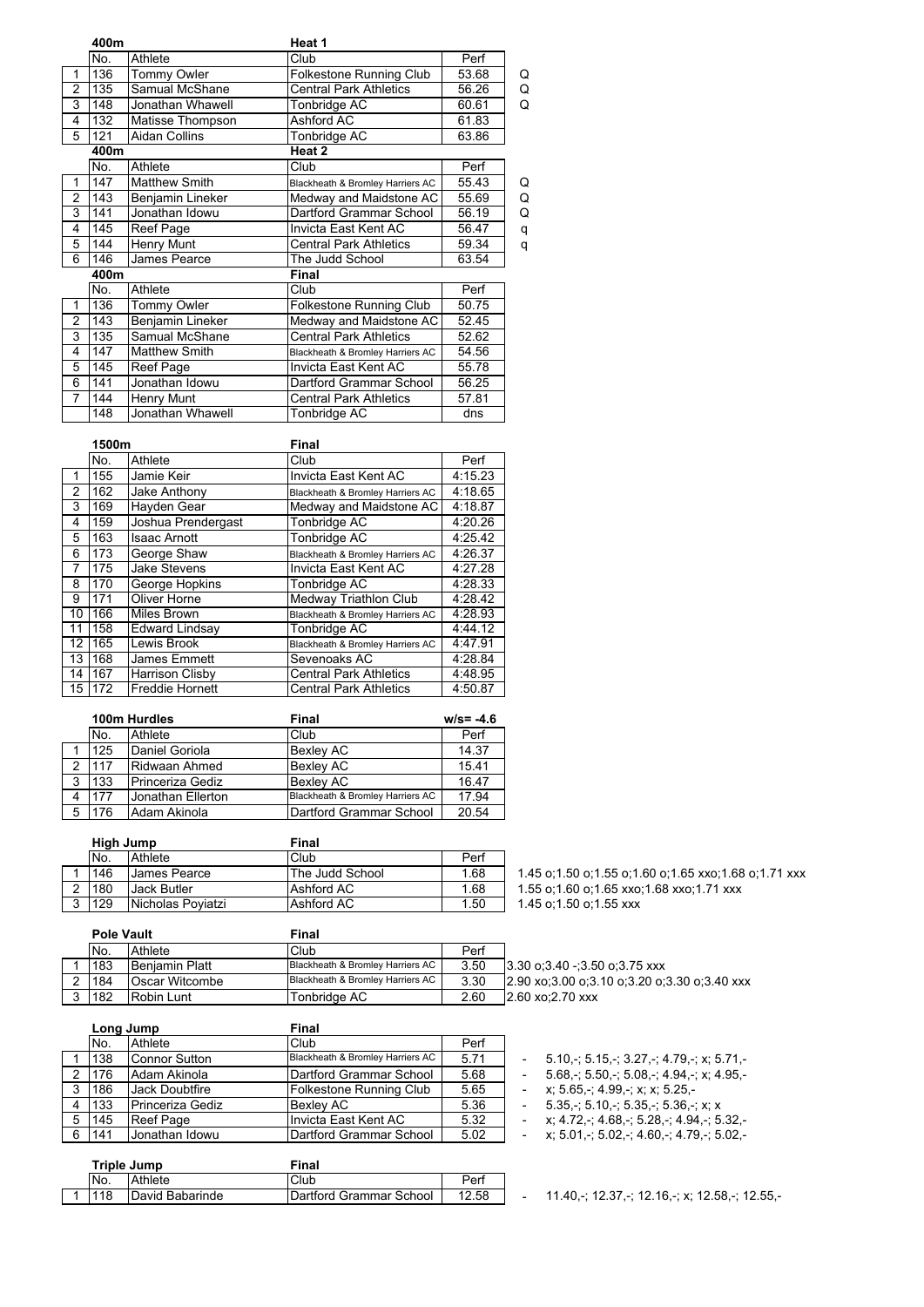## 400m — Heat 1

| | No. | Athlete | Club | Perf | |
|---|---|---|---|---|---|
| 1 | 136 | Tommy Owler | Folkestone Running Club | 53.68 | Q |
| 2 | 135 | Samual McShane | Central Park Athletics | 56.26 | Q |
| 3 | 148 | Jonathan Whawell | Tonbridge AC | 60.61 | Q |
| 4 | 132 | Matisse Thompson | Ashford AC | 61.83 | |
| 5 | 121 | Aidan Collins | Tonbridge AC | 63.86 | |

## 400m — Heat 2

| | No. | Athlete | Club | Perf | |
|---|---|---|---|---|---|
| 1 | 147 | Matthew Smith | Blackheath & Bromley Harriers AC | 55.43 | Q |
| 2 | 143 | Benjamin Lineker | Medway and Maidstone AC | 55.69 | Q |
| 3 | 141 | Jonathan Idowu | Dartford Grammar School | 56.19 | Q |
| 4 | 145 | Reef Page | Invicta East Kent AC | 56.47 | q |
| 5 | 144 | Henry Munt | Central Park Athletics | 59.34 | q |
| 6 | 146 | James Pearce | The Judd School | 63.54 | |

## 400m — Final

| | No. | Athlete | Club | Perf |
|---|---|---|---|---|
| 1 | 136 | Tommy Owler | Folkestone Running Club | 50.75 |
| 2 | 143 | Benjamin Lineker | Medway and Maidstone AC | 52.45 |
| 3 | 135 | Samual McShane | Central Park Athletics | 52.62 |
| 4 | 147 | Matthew Smith | Blackheath & Bromley Harriers AC | 54.56 |
| 5 | 145 | Reef Page | Invicta East Kent AC | 55.78 |
| 6 | 141 | Jonathan Idowu | Dartford Grammar School | 56.25 |
| 7 | 144 | Henry Munt | Central Park Athletics | 57.81 |
| | 148 | Jonathan Whawell | Tonbridge AC | dns |

## 1500m — Final

| | No. | Athlete | Club | Perf |
|---|---|---|---|---|
| 1 | 155 | Jamie Keir | Invicta East Kent AC | 4:15.23 |
| 2 | 162 | Jake Anthony | Blackheath & Bromley Harriers AC | 4:18.65 |
| 3 | 169 | Hayden Gear | Medway and Maidstone AC | 4:18.87 |
| 4 | 159 | Joshua Prendergast | Tonbridge AC | 4:20.26 |
| 5 | 163 | Isaac Arnott | Tonbridge AC | 4:25.42 |
| 6 | 173 | George Shaw | Blackheath & Bromley Harriers AC | 4:26.37 |
| 7 | 175 | Jake Stevens | Invicta East Kent AC | 4:27.28 |
| 8 | 170 | George Hopkins | Tonbridge AC | 4:28.33 |
| 9 | 171 | Oliver Horne | Medway Triathlon Club | 4:28.42 |
| 10 | 166 | Miles Brown | Blackheath & Bromley Harriers AC | 4:28.93 |
| 11 | 158 | Edward Lindsay | Tonbridge AC | 4:44.12 |
| 12 | 165 | Lewis Brook | Blackheath & Bromley Harriers AC | 4:47.91 |
| 13 | 168 | James Emmett | Sevenoaks AC | 4:28.84 |
| 14 | 167 | Harrison Clisby | Central Park Athletics | 4:48.95 |
| 15 | 172 | Freddie Hornett | Central Park Athletics | 4:50.87 |

## 100m Hurdles — Final (w/s= -4.6)

| | No. | Athlete | Club | Perf |
|---|---|---|---|---|
| 1 | 125 | Daniel Goriola | Bexley AC | 14.37 |
| 2 | 117 | Ridwaan Ahmed | Bexley AC | 15.41 |
| 3 | 133 | Princeriza Gediz | Bexley AC | 16.47 |
| 4 | 177 | Jonathan Ellerton | Blackheath & Bromley Harriers AC | 17.94 |
| 5 | 176 | Adam Akinola | Dartford Grammar School | 20.54 |

## High Jump — Final

| | No. | Athlete | Club | Perf | |
|---|---|---|---|---|---|
| 1 | 146 | James Pearce | The Judd School | 1.68 | 1.45 o;1.50 o;1.55 o;1.60 o;1.65 xxo;1.68 o;1.71 xxx |
| 2 | 180 | Jack Butler | Ashford AC | 1.68 | 1.55 o;1.60 o;1.65 xxo;1.68 xxo;1.71 xxx |
| 3 | 129 | Nicholas Poyiatzi | Ashford AC | 1.50 | 1.45 o;1.50 o;1.55 xxx |

## Pole Vault — Final

| | No. | Athlete | Club | Perf | |
|---|---|---|---|---|---|
| 1 | 183 | Benjamin Platt | Blackheath & Bromley Harriers AC | 3.50 | 3.30 o;3.40 -;3.50 o;3.75 xxx |
| 2 | 184 | Oscar Witcombe | Blackheath & Bromley Harriers AC | 3.30 | 2.90 xo;3.00 o;3.10 o;3.20 o;3.30 o;3.40 xxx |
| 3 | 182 | Robin Lunt | Tonbridge AC | 2.60 | 2.60 xo;2.70 xxx |

## Long Jump — Final

| | No. | Athlete | Club | Perf | | |
|---|---|---|---|---|---|---|
| 1 | 138 | Connor Sutton | Blackheath & Bromley Harriers AC | 5.71 | - | 5.10,-; 5.15,-; 3.27,-; 4.79,-; x; 5.71,- |
| 2 | 176 | Adam Akinola | Dartford Grammar School | 5.68 | - | 5.68,-; 5.50,-; 5.08,-; 4.94,-; x; 4.95,- |
| 3 | 186 | Jack Doubtfire | Folkestone Running Club | 5.65 | - | x; 5.65,-; 4.99,-; x; x; 5.25,- |
| 4 | 133 | Princeriza Gediz | Bexley AC | 5.36 | - | 5.35,-; 5.10,-; 5.35,-; 5.36,-; x; x |
| 5 | 145 | Reef Page | Invicta East Kent AC | 5.32 | - | x; 4.72,-; 4.68,-; 5.28,-; 4.94,-; 5.32,- |
| 6 | 141 | Jonathan Idowu | Dartford Grammar School | 5.02 | - | x; 5.01,-; 5.02,-; 4.60,-; 4.79,-; 5.02,- |

## Triple Jump — Final

| | No. | Athlete | Club | Perf | | |
|---|---|---|---|---|---|---|
| 1 | 118 | David Babarinde | Dartford Grammar School | 12.58 | - | 11.40,-; 12.37,-; 12.16,-; x; 12.58,-; 12.55,- |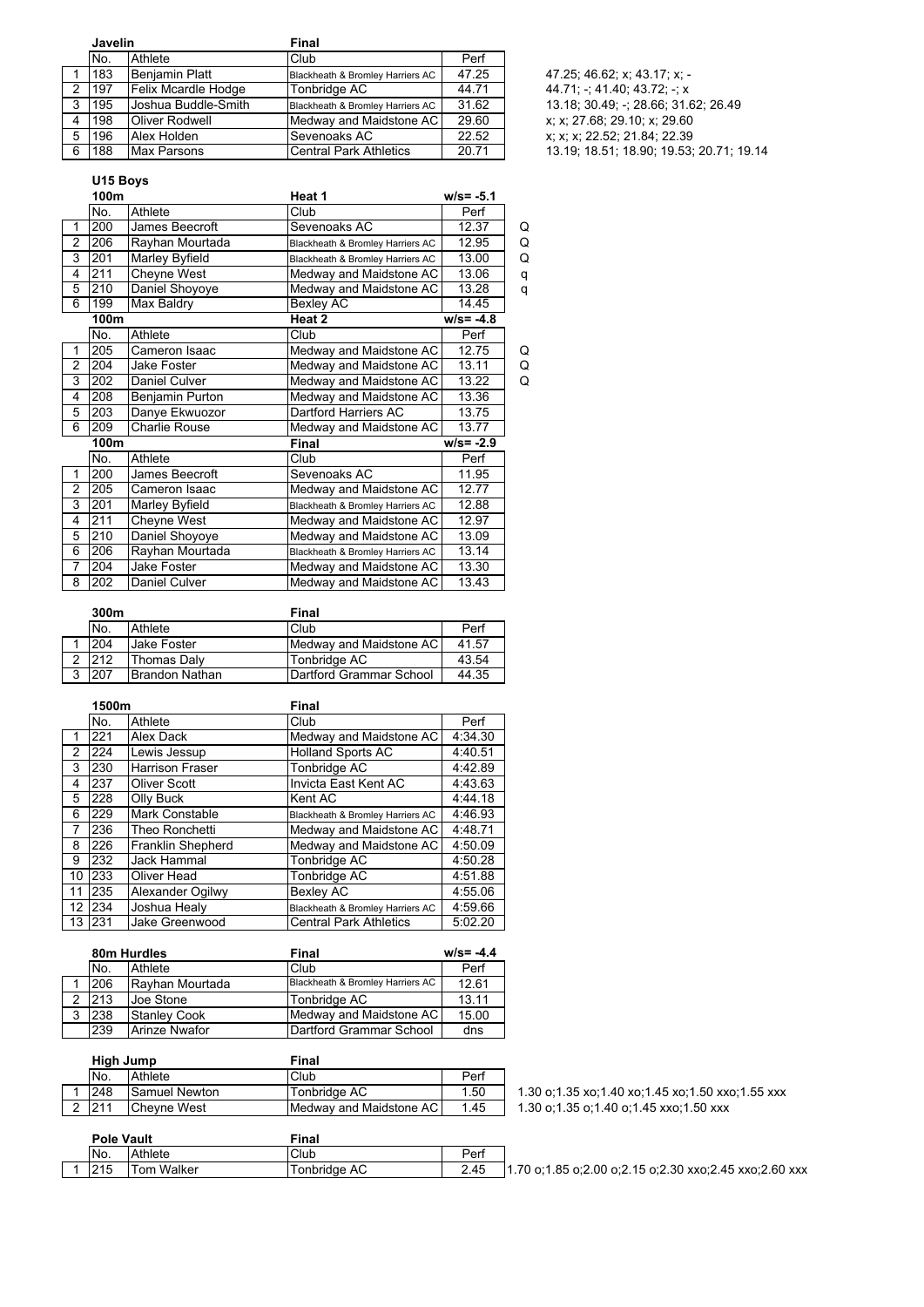### Javelin — Final

| | No. | Athlete | Club | Perf | |
|---|---|---|---|---|---|
| 1 | 183 | Benjamin Platt | Blackheath & Bromley Harriers AC | 47.25 | 47.25; 46.62; x; 43.17; x; - |
| 2 | 197 | Felix Mcardle Hodge | Tonbridge AC | 44.71 | 44.71; -; 41.40; 43.72; -; x |
| 3 | 195 | Joshua Buddle-Smith | Blackheath & Bromley Harriers AC | 31.62 | 13.18; 30.49; -; 28.66; 31.62; 26.49 |
| 4 | 198 | Oliver Rodwell | Medway and Maidstone AC | 29.60 | x; x; 27.68; 29.10; x; 29.60 |
| 5 | 196 | Alex Holden | Sevenoaks AC | 22.52 | x; x; x; 22.52; 21.84; 22.39 |
| 6 | 188 | Max Parsons | Central Park Athletics | 20.71 | 13.19; 18.51; 18.90; 19.53; 20.71; 19.14 |

## U15 Boys

### 100m — Heat 1 (w/s= -5.1)

| | No. | Athlete | Club | Perf | |
|---|---|---|---|---|---|
| 1 | 200 | James Beecroft | Sevenoaks AC | 12.37 | Q |
| 2 | 206 | Rayhan Mourtada | Blackheath & Bromley Harriers AC | 12.95 | Q |
| 3 | 201 | Marley Byfield | Blackheath & Bromley Harriers AC | 13.00 | Q |
| 4 | 211 | Cheyne West | Medway and Maidstone AC | 13.06 | q |
| 5 | 210 | Daniel Shoyoye | Medway and Maidstone AC | 13.28 | q |
| 6 | 199 | Max Baldry | Bexley AC | 14.45 | |

### 100m — Heat 2 (w/s= -4.8)

| | No. | Athlete | Club | Perf | |
|---|---|---|---|---|---|
| 1 | 205 | Cameron Isaac | Medway and Maidstone AC | 12.75 | Q |
| 2 | 204 | Jake Foster | Medway and Maidstone AC | 13.11 | Q |
| 3 | 202 | Daniel Culver | Medway and Maidstone AC | 13.22 | Q |
| 4 | 208 | Benjamin Purton | Medway and Maidstone AC | 13.36 | |
| 5 | 203 | Danye Ekwuozor | Dartford Harriers AC | 13.75 | |
| 6 | 209 | Charlie Rouse | Medway and Maidstone AC | 13.77 | |

### 100m — Final (w/s= -2.9)

| | No. | Athlete | Club | Perf |
|---|---|---|---|---|
| 1 | 200 | James Beecroft | Sevenoaks AC | 11.95 |
| 2 | 205 | Cameron Isaac | Medway and Maidstone AC | 12.77 |
| 3 | 201 | Marley Byfield | Blackheath & Bromley Harriers AC | 12.88 |
| 4 | 211 | Cheyne West | Medway and Maidstone AC | 12.97 |
| 5 | 210 | Daniel Shoyoye | Medway and Maidstone AC | 13.09 |
| 6 | 206 | Rayhan Mourtada | Blackheath & Bromley Harriers AC | 13.14 |
| 7 | 204 | Jake Foster | Medway and Maidstone AC | 13.30 |
| 8 | 202 | Daniel Culver | Medway and Maidstone AC | 13.43 |

### 300m — Final

| | No. | Athlete | Club | Perf |
|---|---|---|---|---|
| 1 | 204 | Jake Foster | Medway and Maidstone AC | 41.57 |
| 2 | 212 | Thomas Daly | Tonbridge AC | 43.54 |
| 3 | 207 | Brandon Nathan | Dartford Grammar School | 44.35 |

### 1500m — Final

| | No. | Athlete | Club | Perf |
|---|---|---|---|---|
| 1 | 221 | Alex Dack | Medway and Maidstone AC | 4:34.30 |
| 2 | 224 | Lewis Jessup | Holland Sports AC | 4:40.51 |
| 3 | 230 | Harrison Fraser | Tonbridge AC | 4:42.89 |
| 4 | 237 | Oliver Scott | Invicta East Kent AC | 4:43.63 |
| 5 | 228 | Olly Buck | Kent AC | 4:44.18 |
| 6 | 229 | Mark Constable | Blackheath & Bromley Harriers AC | 4:46.93 |
| 7 | 236 | Theo Ronchetti | Medway and Maidstone AC | 4:48.71 |
| 8 | 226 | Franklin Shepherd | Medway and Maidstone AC | 4:50.09 |
| 9 | 232 | Jack Hammal | Tonbridge AC | 4:50.28 |
| 10 | 233 | Oliver Head | Tonbridge AC | 4:51.88 |
| 11 | 235 | Alexander Ogilwy | Bexley AC | 4:55.06 |
| 12 | 234 | Joshua Healy | Blackheath & Bromley Harriers AC | 4:59.66 |
| 13 | 231 | Jake Greenwood | Central Park Athletics | 5:02.20 |

### 80m Hurdles — Final (w/s= -4.4)

| | No. | Athlete | Club | Perf |
|---|---|---|---|---|
| 1 | 206 | Rayhan Mourtada | Blackheath & Bromley Harriers AC | 12.61 |
| 2 | 213 | Joe Stone | Tonbridge AC | 13.11 |
| 3 | 238 | Stanley Cook | Medway and Maidstone AC | 15.00 |
| | 239 | Arinze Nwafor | Dartford Grammar School | dns |

### High Jump — Final

| | No. | Athlete | Club | Perf | |
|---|---|---|---|---|---|
| 1 | 248 | Samuel Newton | Tonbridge AC | 1.50 | 1.30 o;1.35 xo;1.40 xo;1.45 xo;1.50 xxo;1.55 xxx |
| 2 | 211 | Cheyne West | Medway and Maidstone AC | 1.45 | 1.30 o;1.35 o;1.40 o;1.45 xxo;1.50 xxx |

### Pole Vault — Final

| | No. | Athlete | Club | Perf | |
|---|---|---|---|---|---|
| 1 | 215 | Tom Walker | Tonbridge AC | 2.45 | 1.70 o;1.85 o;2.00 o;2.15 o;2.30 xxo;2.45 xxo;2.60 xxx |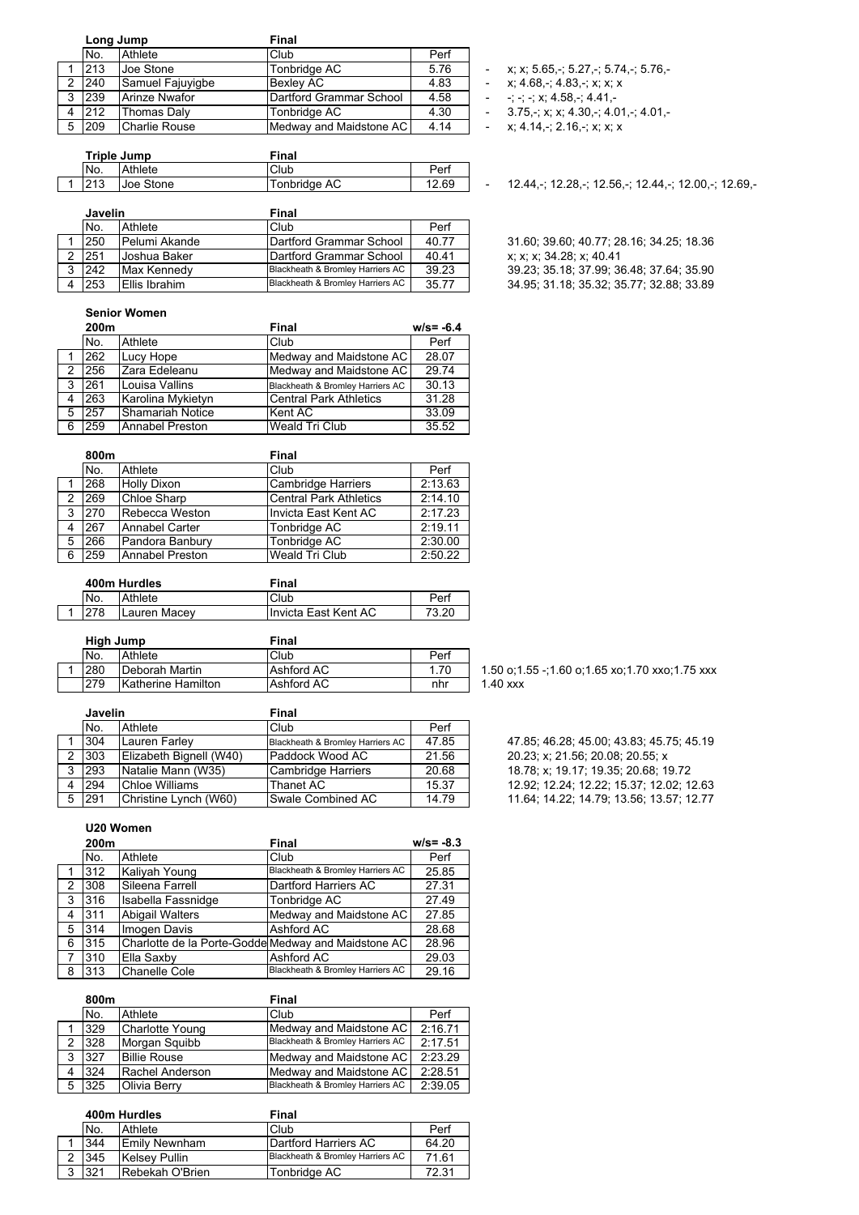### Long Jump — Final

| | No. | Athlete | Club | Perf | | |
|---|---|---|---|---|---|---|
| 1 | 213 | Joe Stone | Tonbridge AC | 5.76 | - | x; x; 5.65,-; 5.27,-; 5.74,-; 5.76,- |
| 2 | 240 | Samuel Fajuyigbe | Bexley AC | 4.83 | - | x; 4.68,-; 4.83,-; x; x; x |
| 3 | 239 | Arinze Nwafor | Dartford Grammar School | 4.58 | - | -; -; -; x; 4.58,-; 4.41,- |
| 4 | 212 | Thomas Daly | Tonbridge AC | 4.30 | - | 3.75,-; x; x; 4.30,-; 4.01,-; 4.01,- |
| 5 | 209 | Charlie Rouse | Medway and Maidstone AC | 4.14 | - | x; 4.14,-; 2.16,-; x; x; x |

### Triple Jump — Final

| | No. | Athlete | Club | Perf | | |
|---|---|---|---|---|---|---|
| 1 | 213 | Joe Stone | Tonbridge AC | 12.69 | - | 12.44,-; 12.28,-; 12.56,-; 12.44,-; 12.00,-; 12.69,- |

### Javelin — Final

| | No. | Athlete | Club | Perf | |
|---|---|---|---|---|---|
| 1 | 250 | Pelumi Akande | Dartford Grammar School | 40.77 | 31.60; 39.60; 40.77; 28.16; 34.25; 18.36 |
| 2 | 251 | Joshua Baker | Dartford Grammar School | 40.41 | x; x; x; 34.28; x; 40.41 |
| 3 | 242 | Max Kennedy | Blackheath & Bromley Harriers AC | 39.23 | 39.23; 35.18; 37.99; 36.48; 37.64; 35.90 |
| 4 | 253 | Ellis Ibrahim | Blackheath & Bromley Harriers AC | 35.77 | 34.95; 31.18; 35.32; 35.77; 32.88; 33.89 |

## Senior Women

### 200m — Final (w/s= -6.4)

| | No. | Athlete | Club | Perf |
|---|---|---|---|---|
| 1 | 262 | Lucy Hope | Medway and Maidstone AC | 28.07 |
| 2 | 256 | Zara Edeleanu | Medway and Maidstone AC | 29.74 |
| 3 | 261 | Louisa Vallins | Blackheath & Bromley Harriers AC | 30.13 |
| 4 | 263 | Karolina Mykietyn | Central Park Athletics | 31.28 |
| 5 | 257 | Shamariah Notice | Kent AC | 33.09 |
| 6 | 259 | Annabel Preston | Weald Tri Club | 35.52 |

### 800m — Final

| | No. | Athlete | Club | Perf |
|---|---|---|---|---|
| 1 | 268 | Holly Dixon | Cambridge Harriers | 2:13.63 |
| 2 | 269 | Chloe Sharp | Central Park Athletics | 2:14.10 |
| 3 | 270 | Rebecca Weston | Invicta East Kent AC | 2:17.23 |
| 4 | 267 | Annabel Carter | Tonbridge AC | 2:19.11 |
| 5 | 266 | Pandora Banbury | Tonbridge AC | 2:30.00 |
| 6 | 259 | Annabel Preston | Weald Tri Club | 2:50.22 |

### 400m Hurdles — Final

| | No. | Athlete | Club | Perf |
|---|---|---|---|---|
| 1 | 278 | Lauren Macey | Invicta East Kent AC | 73.20 |

### High Jump — Final

| | No. | Athlete | Club | Perf | |
|---|---|---|---|---|---|
| 1 | 280 | Deborah Martin | Ashford AC | 1.70 | 1.50 o;1.55 -;1.60 o;1.65 xo;1.70 xxo;1.75 xxx |
| | 279 | Katherine Hamilton | Ashford AC | nhr | 1.40 xxx |

### Javelin — Final

| | No. | Athlete | Club | Perf | |
|---|---|---|---|---|---|
| 1 | 304 | Lauren Farley | Blackheath & Bromley Harriers AC | 47.85 | 47.85; 46.28; 45.00; 43.83; 45.75; 45.19 |
| 2 | 303 | Elizabeth Bignell (W40) | Paddock Wood AC | 21.56 | 20.23; x; 21.56; 20.08; 20.55; x |
| 3 | 293 | Natalie Mann (W35) | Cambridge Harriers | 20.68 | 18.78; x; 19.17; 19.35; 20.68; 19.72 |
| 4 | 294 | Chloe Williams | Thanet AC | 15.37 | 12.92; 12.24; 12.22; 15.37; 12.02; 12.63 |
| 5 | 291 | Christine Lynch (W60) | Swale Combined AC | 14.79 | 11.64; 14.22; 14.79; 13.56; 13.57; 12.77 |

## U20 Women

### 200m — Final (w/s= -8.3)

| | No. | Athlete | Club | Perf |
|---|---|---|---|---|
| 1 | 312 | Kaliyah Young | Blackheath & Bromley Harriers AC | 25.85 |
| 2 | 308 | Sileena Farrell | Dartford Harriers AC | 27.31 |
| 3 | 316 | Isabella Fassnidge | Tonbridge AC | 27.49 |
| 4 | 311 | Abigail Walters | Medway and Maidstone AC | 27.85 |
| 5 | 314 | Imogen Davis | Ashford AC | 28.68 |
| 6 | 315 | Charlotte de la Porte-Godde | Medway and Maidstone AC | 28.96 |
| 7 | 310 | Ella Saxby | Ashford AC | 29.03 |
| 8 | 313 | Chanelle Cole | Blackheath & Bromley Harriers AC | 29.16 |

### 800m — Final

| | No. | Athlete | Club | Perf |
|---|---|---|---|---|
| 1 | 329 | Charlotte Young | Medway and Maidstone AC | 2:16.71 |
| 2 | 328 | Morgan Squibb | Blackheath & Bromley Harriers AC | 2:17.51 |
| 3 | 327 | Billie Rouse | Medway and Maidstone AC | 2:23.29 |
| 4 | 324 | Rachel Anderson | Medway and Maidstone AC | 2:28.51 |
| 5 | 325 | Olivia Berry | Blackheath & Bromley Harriers AC | 2:39.05 |

### 400m Hurdles — Final

| | No. | Athlete | Club | Perf |
|---|---|---|---|---|
| 1 | 344 | Emily Newnham | Dartford Harriers AC | 64.20 |
| 2 | 345 | Kelsey Pullin | Blackheath & Bromley Harriers AC | 71.61 |
| 3 | 321 | Rebekah O'Brien | Tonbridge AC | 72.31 |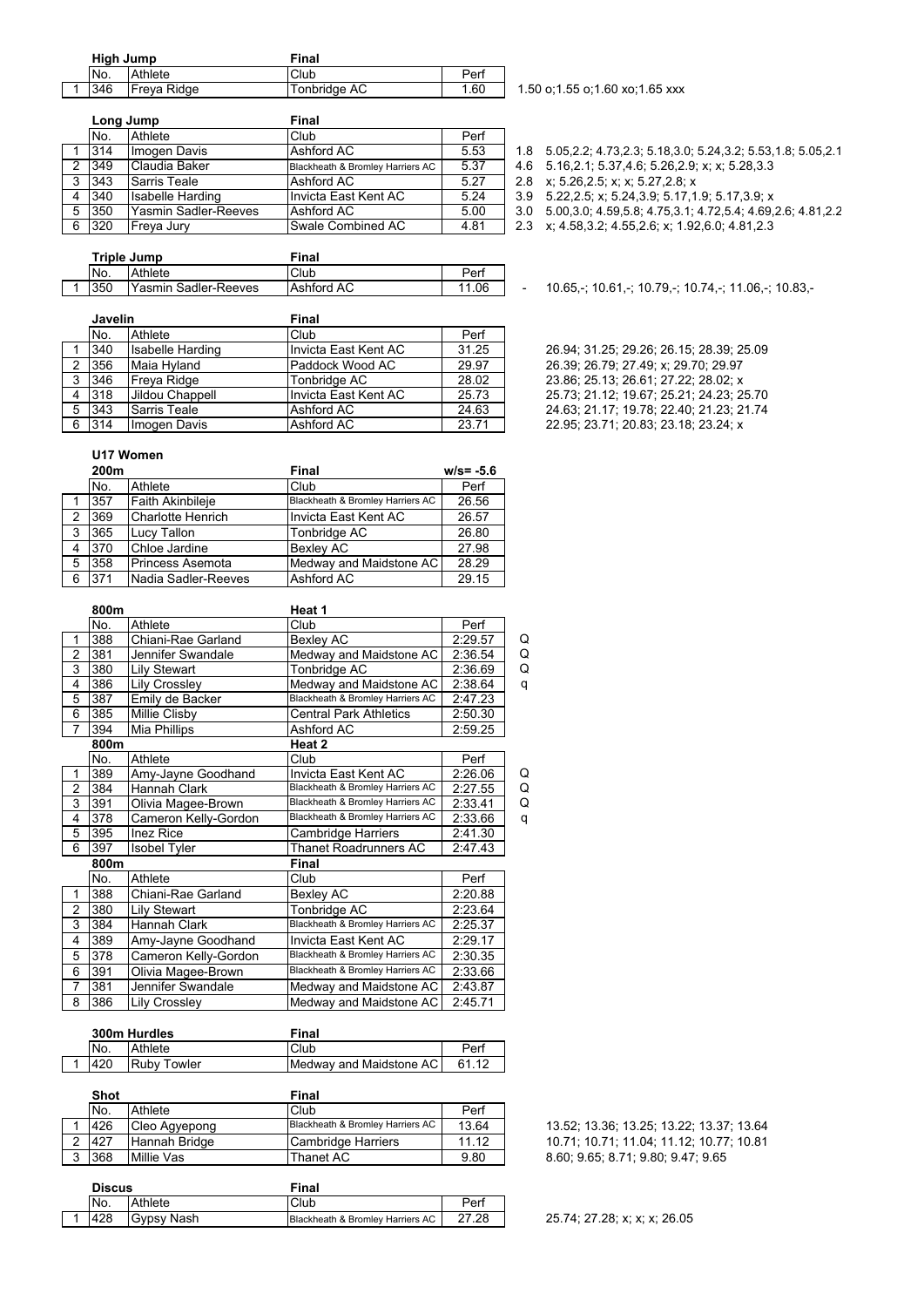### High Jump — Final

| | No. | Athlete | Club | Perf | | |
|---|---|---|---|---|---|---|
| 1 | 346 | Freya Ridge | Tonbridge AC | 1.60 | | 1.50 o;1.55 o;1.60 xo;1.65 xxx |

### Long Jump — Final

| | No. | Athlete | Club | Perf | | |
|---|---|---|---|---|---|---|
| 1 | 314 | Imogen Davis | Ashford AC | 5.53 | 1.8 | 5.05,2.2; 4.73,2.3; 5.18,3.0; 5.24,3.2; 5.53,1.8; 5.05,2.1 |
| 2 | 349 | Claudia Baker | Blackheath & Bromley Harriers AC | 5.37 | 4.6 | 5.16,2.1; 5.37,4.6; 5.26,2.9; x; x; 5.28,3.3 |
| 3 | 343 | Sarris Teale | Ashford AC | 5.27 | 2.8 | x; 5.26,2.5; x; x; 5.27,2.8; x |
| 4 | 340 | Isabelle Harding | Invicta East Kent AC | 5.24 | 3.9 | 5.22,2.5; x; 5.24,3.9; 5.17,1.9; 5.17,3.9; x |
| 5 | 350 | Yasmin Sadler-Reeves | Ashford AC | 5.00 | 3.0 | 5.00,3.0; 4.59,5.8; 4.75,3.1; 4.72,5.4; 4.69,2.6; 4.81,2.2 |
| 6 | 320 | Freya Jury | Swale Combined AC | 4.81 | 2.3 | x; 4.58,3.2; 4.55,2.6; x; 1.92,6.0; 4.81,2.3 |

### Triple Jump — Final

| | No. | Athlete | Club | Perf | | |
|---|---|---|---|---|---|---|
| 1 | 350 | Yasmin Sadler-Reeves | Ashford AC | 11.06 | - | 10.65,-; 10.61,-; 10.79,-; 10.74,-; 11.06,-; 10.83,- |

### Javelin — Final

| | No. | Athlete | Club | Perf | |
|---|---|---|---|---|---|
| 1 | 340 | Isabelle Harding | Invicta East Kent AC | 31.25 | 26.94; 31.25; 29.26; 26.15; 28.39; 25.09 |
| 2 | 356 | Maia Hyland | Paddock Wood AC | 29.97 | 26.39; 26.79; 27.49; x; 29.70; 29.97 |
| 3 | 346 | Freya Ridge | Tonbridge AC | 28.02 | 23.86; 25.13; 26.61; 27.22; 28.02; x |
| 4 | 318 | Jildou Chappell | Invicta East Kent AC | 25.73 | 25.73; 21.12; 19.67; 25.21; 24.23; 25.70 |
| 5 | 343 | Sarris Teale | Ashford AC | 24.63 | 24.63; 21.17; 19.78; 22.40; 21.23; 21.74 |
| 6 | 314 | Imogen Davis | Ashford AC | 23.71 | 22.95; 23.71; 20.83; 23.18; 23.24; x |

## U17 Women

### 200m — Final (w/s= -5.6)

| | No. | Athlete | Club | Perf |
|---|---|---|---|---|
| 1 | 357 | Faith Akinbileje | Blackheath & Bromley Harriers AC | 26.56 |
| 2 | 369 | Charlotte Henrich | Invicta East Kent AC | 26.57 |
| 3 | 365 | Lucy Tallon | Tonbridge AC | 26.80 |
| 4 | 370 | Chloe Jardine | Bexley AC | 27.98 |
| 5 | 358 | Princess Asemota | Medway and Maidstone AC | 28.29 |
| 6 | 371 | Nadia Sadler-Reeves | Ashford AC | 29.15 |

### 800m — Heat 1

| | No. | Athlete | Club | Perf | |
|---|---|---|---|---|---|
| 1 | 388 | Chiani-Rae Garland | Bexley AC | 2:29.57 | Q |
| 2 | 381 | Jennifer Swandale | Medway and Maidstone AC | 2:36.54 | Q |
| 3 | 380 | Lily Stewart | Tonbridge AC | 2:36.69 | Q |
| 4 | 386 | Lily Crossley | Medway and Maidstone AC | 2:38.64 | q |
| 5 | 387 | Emily de Backer | Blackheath & Bromley Harriers AC | 2:47.23 | |
| 6 | 385 | Millie Clisby | Central Park Athletics | 2:50.30 | |
| 7 | 394 | Mia Phillips | Ashford AC | 2:59.25 | |

### 800m — Heat 2

| | No. | Athlete | Club | Perf | |
|---|---|---|---|---|---|
| 1 | 389 | Amy-Jayne Goodhand | Invicta East Kent AC | 2:26.06 | Q |
| 2 | 384 | Hannah Clark | Blackheath & Bromley Harriers AC | 2:27.55 | Q |
| 3 | 391 | Olivia Magee-Brown | Blackheath & Bromley Harriers AC | 2:33.41 | Q |
| 4 | 378 | Cameron Kelly-Gordon | Blackheath & Bromley Harriers AC | 2:33.66 | q |
| 5 | 395 | Inez Rice | Cambridge Harriers | 2:41.30 | |
| 6 | 397 | Isobel Tyler | Thanet Roadrunners AC | 2:47.43 | |

### 800m — Final

| | No. | Athlete | Club | Perf |
|---|---|---|---|---|
| 1 | 388 | Chiani-Rae Garland | Bexley AC | 2:20.88 |
| 2 | 380 | Lily Stewart | Tonbridge AC | 2:23.64 |
| 3 | 384 | Hannah Clark | Blackheath & Bromley Harriers AC | 2:25.37 |
| 4 | 389 | Amy-Jayne Goodhand | Invicta East Kent AC | 2:29.17 |
| 5 | 378 | Cameron Kelly-Gordon | Blackheath & Bromley Harriers AC | 2:30.35 |
| 6 | 391 | Olivia Magee-Brown | Blackheath & Bromley Harriers AC | 2:33.66 |
| 7 | 381 | Jennifer Swandale | Medway and Maidstone AC | 2:43.87 |
| 8 | 386 | Lily Crossley | Medway and Maidstone AC | 2:45.71 |

### 300m Hurdles — Final

| | No. | Athlete | Club | Perf |
|---|---|---|---|---|
| 1 | 420 | Ruby Towler | Medway and Maidstone AC | 61.12 |

### Shot — Final

| | No. | Athlete | Club | Perf | |
|---|---|---|---|---|---|
| 1 | 426 | Cleo Agyepong | Blackheath & Bromley Harriers AC | 13.64 | 13.52; 13.36; 13.25; 13.22; 13.37; 13.64 |
| 2 | 427 | Hannah Bridge | Cambridge Harriers | 11.12 | 10.71; 10.71; 11.04; 11.12; 10.77; 10.81 |
| 3 | 368 | Millie Vas | Thanet AC | 9.80 | 8.60; 9.65; 8.71; 9.80; 9.47; 9.65 |

### Discus — Final

| | No. | Athlete | Club | Perf | |
|---|---|---|---|---|---|
| 1 | 428 | Gypsy Nash | Blackheath & Bromley Harriers AC | 27.28 | 25.74; 27.28; x; x; x; 26.05 |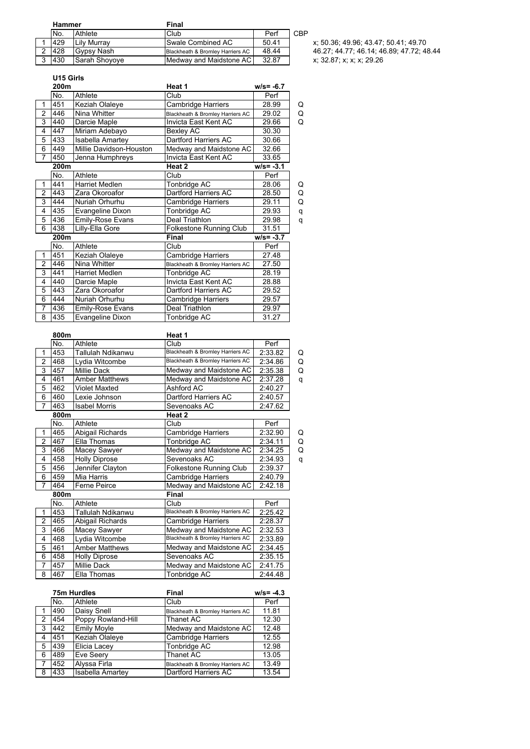### Hammer

| | No. | Athlete | Club | Perf | Final | |
|---|---|---|---|---|---|---|
| | No. | Athlete | Club | Perf | CBP | |
| 1 | 429 | Lily Murray | Swale Combined AC | 50.41 | | x; 50.36; 49.96; 43.47; 50.41; 49.70 |
| 2 | 428 | Gypsy Nash | Blackheath & Bromley Harriers AC | 48.44 | | 46.27; 44.77; 46.14; 46.89; 47.72; 48.44 |
| 3 | 430 | Sarah Shoyoye | Medway and Maidstone AC | 32.87 | | x; 32.87; x; x; x; 29.26 |

## U15 Girls

### 200m Heat 1 (w/s= -6.7)

| | No. | Athlete | Club | Perf | |
|---|---|---|---|---|---|
| 1 | 451 | Keziah Olaleye | Cambridge Harriers | 28.99 | Q |
| 2 | 446 | Nina Whitter | Blackheath & Bromley Harriers AC | 29.02 | Q |
| 3 | 440 | Darcie Maple | Invicta East Kent AC | 29.66 | Q |
| 4 | 447 | Miriam Adebayo | Bexley AC | 30.30 | |
| 5 | 433 | Isabella Amartey | Dartford Harriers AC | 30.66 | |
| 6 | 449 | Millie Davidson-Houston | Medway and Maidstone AC | 32.66 | |
| 7 | 450 | Jenna Humphreys | Invicta East Kent AC | 33.65 | |

### 200m Heat 2 (w/s= -3.1)

| | No. | Athlete | Club | Perf | |
|---|---|---|---|---|---|
| 1 | 441 | Harriet Medlen | Tonbridge AC | 28.06 | Q |
| 2 | 443 | Zara Okoroafor | Dartford Harriers AC | 28.50 | Q |
| 3 | 444 | Nuriah Orhurhu | Cambridge Harriers | 29.11 | Q |
| 4 | 435 | Evangeline Dixon | Tonbridge AC | 29.93 | q |
| 5 | 436 | Emily-Rose Evans | Deal Triathlon | 29.98 | q |
| 6 | 438 | Lilly-Ella Gore | Folkestone Running Club | 31.51 | |

### 200m Final (w/s= -3.7)

| | No. | Athlete | Club | Perf |
|---|---|---|---|---|
| 1 | 451 | Keziah Olaleye | Cambridge Harriers | 27.48 |
| 2 | 446 | Nina Whitter | Blackheath & Bromley Harriers AC | 27.50 |
| 3 | 441 | Harriet Medlen | Tonbridge AC | 28.19 |
| 4 | 440 | Darcie Maple | Invicta East Kent AC | 28.88 |
| 5 | 443 | Zara Okoroafor | Dartford Harriers AC | 29.52 |
| 6 | 444 | Nuriah Orhurhu | Cambridge Harriers | 29.57 |
| 7 | 436 | Emily-Rose Evans | Deal Triathlon | 29.97 |
| 8 | 435 | Evangeline Dixon | Tonbridge AC | 31.27 |

### 800m Heat 1

| | No. | Athlete | Club | Perf | |
|---|---|---|---|---|---|
| 1 | 453 | Tallulah Ndikanwu | Blackheath & Bromley Harriers AC | 2:33.82 | Q |
| 2 | 468 | Lydia Witcombe | Blackheath & Bromley Harriers AC | 2:34.86 | Q |
| 3 | 457 | Millie Dack | Medway and Maidstone AC | 2:35.38 | Q |
| 4 | 461 | Amber Matthews | Medway and Maidstone AC | 2:37.28 | q |
| 5 | 462 | Violet Maxted | Ashford AC | 2:40.27 | |
| 6 | 460 | Lexie Johnson | Dartford Harriers AC | 2:40.57 | |
| 7 | 463 | Isabel Morris | Sevenoaks AC | 2:47.62 | |

### 800m Heat 2

| | No. | Athlete | Club | Perf | |
|---|---|---|---|---|---|
| 1 | 465 | Abigail Richards | Cambridge Harriers | 2:32.90 | Q |
| 2 | 467 | Ella Thomas | Tonbridge AC | 2:34.11 | Q |
| 3 | 466 | Macey Sawyer | Medway and Maidstone AC | 2:34.25 | Q |
| 4 | 458 | Holly Diprose | Sevenoaks AC | 2:34.93 | q |
| 5 | 456 | Jennifer Clayton | Folkestone Running Club | 2:39.37 | |
| 6 | 459 | Mia Harris | Cambridge Harriers | 2:40.79 | |
| 7 | 464 | Ferne Peirce | Medway and Maidstone AC | 2:42.18 | |

### 800m Final

| | No. | Athlete | Club | Perf |
|---|---|---|---|---|
| 1 | 453 | Tallulah Ndikanwu | Blackheath & Bromley Harriers AC | 2:25.42 |
| 2 | 465 | Abigail Richards | Cambridge Harriers | 2:28.37 |
| 3 | 466 | Macey Sawyer | Medway and Maidstone AC | 2:32.53 |
| 4 | 468 | Lydia Witcombe | Blackheath & Bromley Harriers AC | 2:33.89 |
| 5 | 461 | Amber Matthews | Medway and Maidstone AC | 2:34.45 |
| 6 | 458 | Holly Diprose | Sevenoaks AC | 2:35.15 |
| 7 | 457 | Millie Dack | Medway and Maidstone AC | 2:41.75 |
| 8 | 467 | Ella Thomas | Tonbridge AC | 2:44.48 |

### 75m Hurdles Final (w/s= -4.3)

| | No. | Athlete | Club | Perf |
|---|---|---|---|---|
| 1 | 490 | Daisy Snell | Blackheath & Bromley Harriers AC | 11.81 |
| 2 | 454 | Poppy Rowland-Hill | Thanet AC | 12.30 |
| 3 | 442 | Emily Moyle | Medway and Maidstone AC | 12.48 |
| 4 | 451 | Keziah Olaleye | Cambridge Harriers | 12.55 |
| 5 | 439 | Elicia Lacey | Tonbridge AC | 12.98 |
| 6 | 489 | Eve Seery | Thanet AC | 13.05 |
| 7 | 452 | Alyssa Firla | Blackheath & Bromley Harriers AC | 13.49 |
| 8 | 433 | Isabella Amartey | Dartford Harriers AC | 13.54 |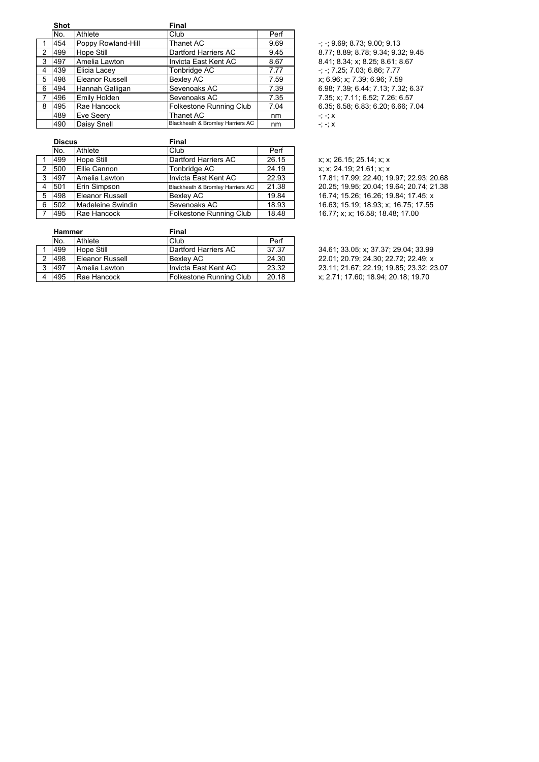| | Shot | | Final | | |
|---|---|---|---|---|---|
| | No. | Athlete | Club | Perf | |
| 1 | 454 | Poppy Rowland-Hill | Thanet AC | 9.69 | -; -; 9.69; 8.73; 9.00; 9.13 |
| 2 | 499 | Hope Still | Dartford Harriers AC | 9.45 | 8.77; 8.89; 8.78; 9.34; 9.32; 9.45 |
| 3 | 497 | Amelia Lawton | Invicta East Kent AC | 8.67 | 8.41; 8.34; x; 8.25; 8.61; 8.67 |
| 4 | 439 | Elicia Lacey | Tonbridge AC | 7.77 | -; -; 7.25; 7.03; 6.86; 7.77 |
| 5 | 498 | Eleanor Russell | Bexley AC | 7.59 | x; 6.96; x; 7.39; 6.96; 7.59 |
| 6 | 494 | Hannah Galligan | Sevenoaks AC | 7.39 | 6.98; 7.39; 6.44; 7.13; 7.32; 6.37 |
| 7 | 496 | Emily Holden | Sevenoaks AC | 7.35 | 7.35; x; 7.11; 6.52; 7.26; 6.57 |
| 8 | 495 | Rae Hancock | Folkestone Running Club | 7.04 | 6.35; 6.58; 6.83; 6.20; 6.66; 7.04 |
| | 489 | Eve Seery | Thanet AC | nm | -; -; x |
| | 490 | Daisy Snell | Blackheath & Bromley Harriers AC | nm | -; -; x |

| | Discus | | Final | | |
|---|---|---|---|---|---|
| | No. | Athlete | Club | Perf | |
| 1 | 499 | Hope Still | Dartford Harriers AC | 26.15 | x; x; 26.15; 25.14; x; x |
| 2 | 500 | Ellie Cannon | Tonbridge AC | 24.19 | x; x; 24.19; 21.61; x; x |
| 3 | 497 | Amelia Lawton | Invicta East Kent AC | 22.93 | 17.81; 17.99; 22.40; 19.97; 22.93; 20.68 |
| 4 | 501 | Erin Simpson | Blackheath & Bromley Harriers AC | 21.38 | 20.25; 19.95; 20.04; 19.64; 20.74; 21.38 |
| 5 | 498 | Eleanor Russell | Bexley AC | 19.84 | 16.74; 15.26; 16.26; 19.84; 17.45; x |
| 6 | 502 | Madeleine Swindin | Sevenoaks AC | 18.93 | 16.63; 15.19; 18.93; x; 16.75; 17.55 |
| 7 | 495 | Rae Hancock | Folkestone Running Club | 18.48 | 16.77; x; x; 16.58; 18.48; 17.00 |

| | Hammer | | Final | | |
|---|---|---|---|---|---|
| | No. | Athlete | Club | Perf | |
| 1 | 499 | Hope Still | Dartford Harriers AC | 37.37 | 34.61; 33.05; x; 37.37; 29.04; 33.99 |
| 2 | 498 | Eleanor Russell | Bexley AC | 24.30 | 22.01; 20.79; 24.30; 22.72; 22.49; x |
| 3 | 497 | Amelia Lawton | Invicta East Kent AC | 23.32 | 23.11; 21.67; 22.19; 19.85; 23.32; 23.07 |
| 4 | 495 | Rae Hancock | Folkestone Running Club | 20.18 | x; 2.71; 17.60; 18.94; 20.18; 19.70 |